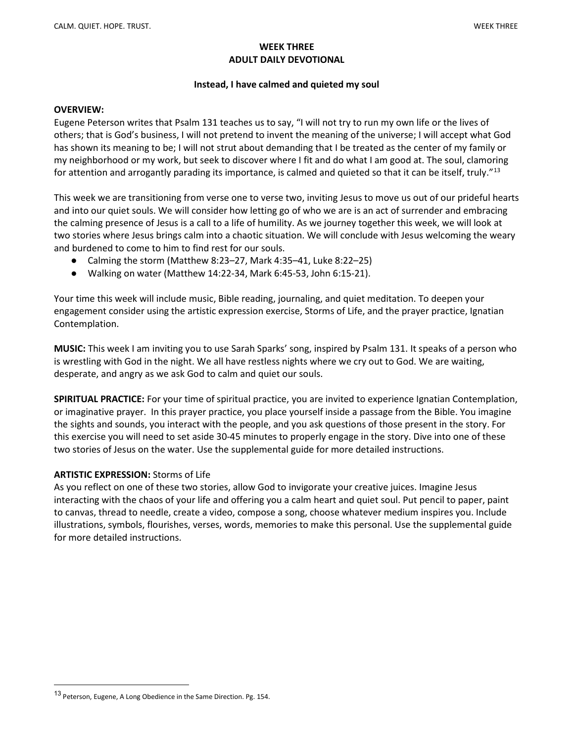# WEEK THREE
# ADULT DAILY DEVOTIONAL

### Instead, I have calmed and quieted my soul

**OVERVIEW:**
Eugene Peterson writes that Psalm 131 teaches us to say, "I will not try to run my own life or the lives of others; that is God's business, I will not pretend to invent the meaning of the universe; I will accept what God has shown its meaning to be; I will not strut about demanding that I be treated as the center of my family or my neighborhood or my work, but seek to discover where I fit and do what I am good at. The soul, clamoring for attention and arrogantly parading its importance, is calmed and quieted so that it can be itself, truly."[13]

This week we are transitioning from verse one to verse two, inviting Jesus to move us out of our prideful hearts and into our quiet souls. We will consider how letting go of who we are is an act of surrender and embracing the calming presence of Jesus is a call to a life of humility. As we journey together this week, we will look at two stories where Jesus brings calm into a chaotic situation. We will conclude with Jesus welcoming the weary and burdened to come to him to find rest for our souls.

- Calming the storm (Matthew 8:23–27, Mark 4:35–41, Luke 8:22–25)
- Walking on water (Matthew 14:22-34, Mark 6:45-53, John 6:15-21).

Your time this week will include music, Bible reading, journaling, and quiet meditation. To deepen your engagement consider using the artistic expression exercise, Storms of Life, and the prayer practice, Ignatian Contemplation.

**MUSIC:** This week I am inviting you to use Sarah Sparks' song, inspired by Psalm 131. It speaks of a person who is wrestling with God in the night. We all have restless nights where we cry out to God. We are waiting, desperate, and angry as we ask God to calm and quiet our souls.

**SPIRITUAL PRACTICE:** For your time of spiritual practice, you are invited to experience Ignatian Contemplation, or imaginative prayer. In this prayer practice, you place yourself inside a passage from the Bible. You imagine the sights and sounds, you interact with the people, and you ask questions of those present in the story. For this exercise you will need to set aside 30-45 minutes to properly engage in the story. Dive into one of these two stories of Jesus on the water. Use the supplemental guide for more detailed instructions.

**ARTISTIC EXPRESSION:** Storms of Life
As you reflect on one of these two stories, allow God to invigorate your creative juices. Imagine Jesus interacting with the chaos of your life and offering you a calm heart and quiet soul. Put pencil to paper, paint to canvas, thread to needle, create a video, compose a song, choose whatever medium inspires you. Include illustrations, symbols, flourishes, verses, words, memories to make this personal. Use the supplemental guide for more detailed instructions.

---

[13] Peterson, Eugene, A Long Obedience in the Same Direction. Pg. 154.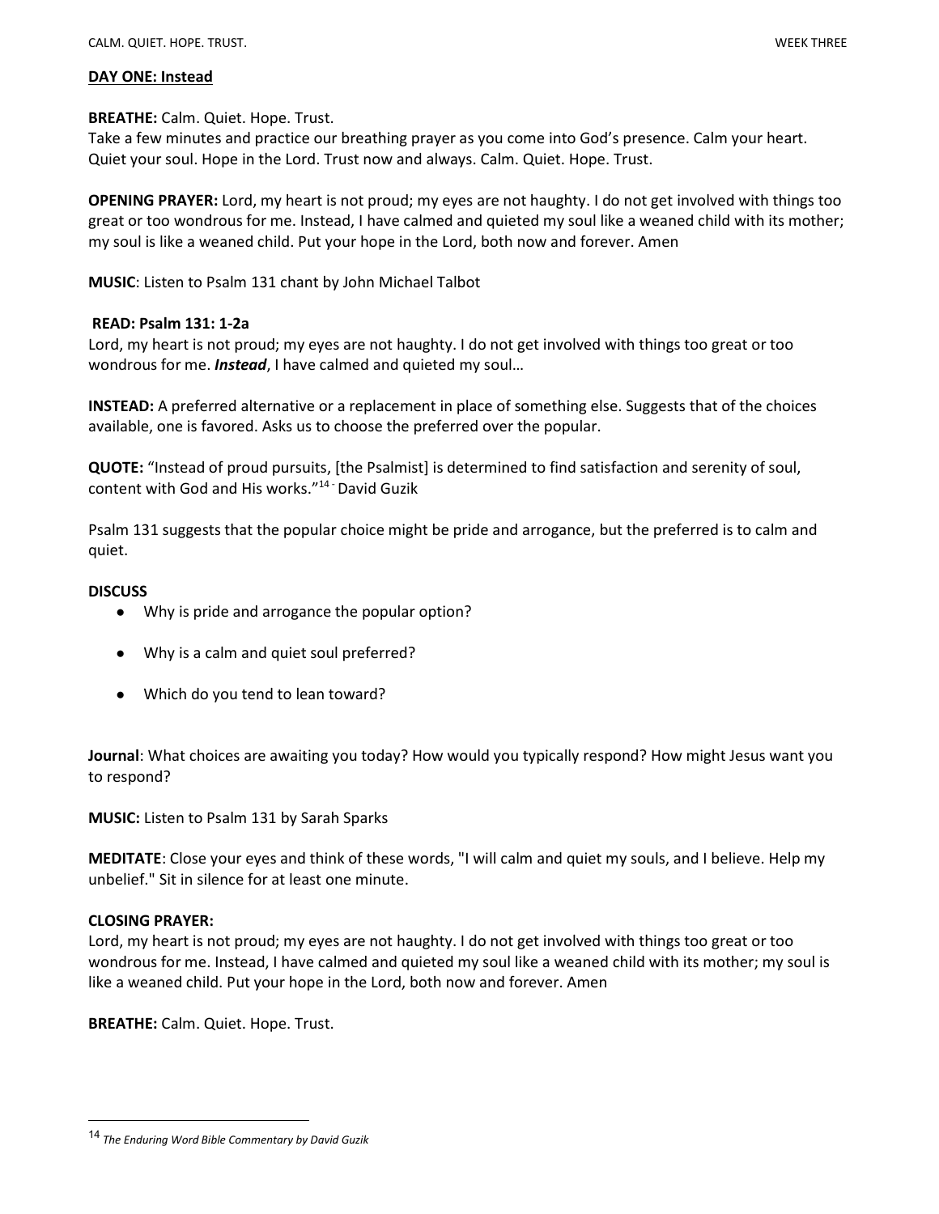## DAY ONE: Instead

**BREATHE:** Calm. Quiet. Hope. Trust.
Take a few minutes and practice our breathing prayer as you come into God's presence. Calm your heart. Quiet your soul. Hope in the Lord. Trust now and always. Calm. Quiet. Hope. Trust.

**OPENING PRAYER:** Lord, my heart is not proud; my eyes are not haughty. I do not get involved with things too great or too wondrous for me. Instead, I have calmed and quieted my soul like a weaned child with its mother; my soul is like a weaned child. Put your hope in the Lord, both now and forever. Amen

**MUSIC**: Listen to Psalm 131 chant by John Michael Talbot

**READ: Psalm 131: 1-2a**
Lord, my heart is not proud; my eyes are not haughty. I do not get involved with things too great or too wondrous for me. ***Instead***, I have calmed and quieted my soul…

**INSTEAD:** A preferred alternative or a replacement in place of something else. Suggests that of the choices available, one is favored. Asks us to choose the preferred over the popular.

**QUOTE:** "Instead of proud pursuits, [the Psalmist] is determined to find satisfaction and serenity of soul, content with God and His works."[14] - David Guzik

Psalm 131 suggests that the popular choice might be pride and arrogance, but the preferred is to calm and quiet.

**DISCUSS**

- Why is pride and arrogance the popular option?
- Why is a calm and quiet soul preferred?
- Which do you tend to lean toward?

**Journal**: What choices are awaiting you today? How would you typically respond? How might Jesus want you to respond?

**MUSIC:** Listen to Psalm 131 by Sarah Sparks

**MEDITATE**: Close your eyes and think of these words, "I will calm and quiet my souls, and I believe. Help my unbelief." Sit in silence for at least one minute.

**CLOSING PRAYER:**
Lord, my heart is not proud; my eyes are not haughty. I do not get involved with things too great or too wondrous for me. Instead, I have calmed and quieted my soul like a weaned child with its mother; my soul is like a weaned child. Put your hope in the Lord, both now and forever. Amen

**BREATHE:** Calm. Quiet. Hope. Trust.

---

[14] *The Enduring Word Bible Commentary by David Guzik*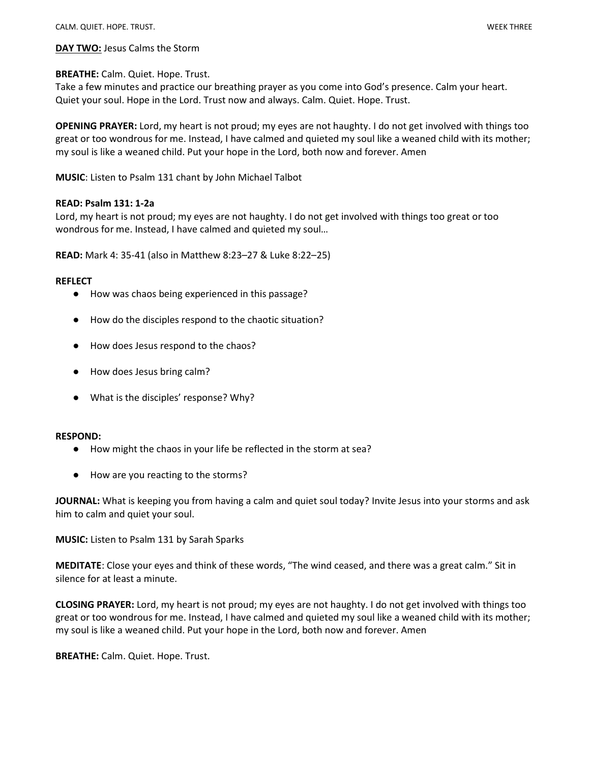**DAY TWO:** Jesus Calms the Storm

**BREATHE:** Calm. Quiet. Hope. Trust.
Take a few minutes and practice our breathing prayer as you come into God's presence. Calm your heart. Quiet your soul. Hope in the Lord. Trust now and always. Calm. Quiet. Hope. Trust.

**OPENING PRAYER:** Lord, my heart is not proud; my eyes are not haughty. I do not get involved with things too great or too wondrous for me. Instead, I have calmed and quieted my soul like a weaned child with its mother; my soul is like a weaned child. Put your hope in the Lord, both now and forever. Amen

**MUSIC**: Listen to Psalm 131 chant by John Michael Talbot

**READ: Psalm 131: 1-2a**
Lord, my heart is not proud; my eyes are not haughty. I do not get involved with things too great or too wondrous for me. Instead, I have calmed and quieted my soul…

**READ:** Mark 4: 35-41 (also in Matthew 8:23–27 & Luke 8:22–25)

**REFLECT**

- How was chaos being experienced in this passage?
- How do the disciples respond to the chaotic situation?
- How does Jesus respond to the chaos?
- How does Jesus bring calm?
- What is the disciples' response? Why?

**RESPOND:**

- How might the chaos in your life be reflected in the storm at sea?
- How are you reacting to the storms?

**JOURNAL:** What is keeping you from having a calm and quiet soul today? Invite Jesus into your storms and ask him to calm and quiet your soul.

**MUSIC:** Listen to Psalm 131 by Sarah Sparks

**MEDITATE**: Close your eyes and think of these words, "The wind ceased, and there was a great calm." Sit in silence for at least a minute.

**CLOSING PRAYER:** Lord, my heart is not proud; my eyes are not haughty. I do not get involved with things too great or too wondrous for me. Instead, I have calmed and quieted my soul like a weaned child with its mother; my soul is like a weaned child. Put your hope in the Lord, both now and forever. Amen

**BREATHE:** Calm. Quiet. Hope. Trust.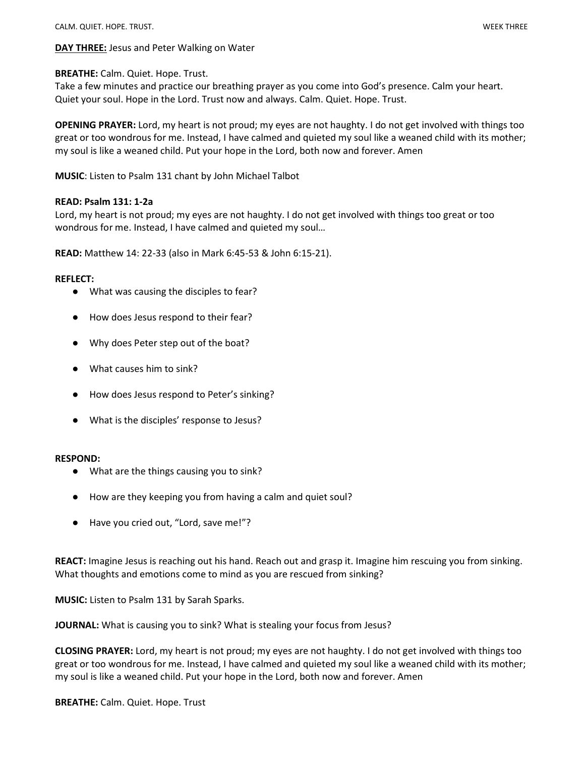**DAY THREE:** Jesus and Peter Walking on Water

**BREATHE:** Calm. Quiet. Hope. Trust.
Take a few minutes and practice our breathing prayer as you come into God's presence. Calm your heart. Quiet your soul. Hope in the Lord. Trust now and always. Calm. Quiet. Hope. Trust.

**OPENING PRAYER:** Lord, my heart is not proud; my eyes are not haughty. I do not get involved with things too great or too wondrous for me. Instead, I have calmed and quieted my soul like a weaned child with its mother; my soul is like a weaned child. Put your hope in the Lord, both now and forever. Amen

**MUSIC**: Listen to Psalm 131 chant by John Michael Talbot

**READ: Psalm 131: 1-2a**
Lord, my heart is not proud; my eyes are not haughty. I do not get involved with things too great or too wondrous for me. Instead, I have calmed and quieted my soul…

**READ:** Matthew 14: 22-33 (also in Mark 6:45-53 & John 6:15-21).

**REFLECT:**

- What was causing the disciples to fear?
- How does Jesus respond to their fear?
- Why does Peter step out of the boat?
- What causes him to sink?
- How does Jesus respond to Peter's sinking?
- What is the disciples' response to Jesus?

**RESPOND:**

- What are the things causing you to sink?
- How are they keeping you from having a calm and quiet soul?
- Have you cried out, "Lord, save me!"?

**REACT:** Imagine Jesus is reaching out his hand. Reach out and grasp it. Imagine him rescuing you from sinking. What thoughts and emotions come to mind as you are rescued from sinking?

**MUSIC:** Listen to Psalm 131 by Sarah Sparks.

**JOURNAL:** What is causing you to sink? What is stealing your focus from Jesus?

**CLOSING PRAYER:** Lord, my heart is not proud; my eyes are not haughty. I do not get involved with things too great or too wondrous for me. Instead, I have calmed and quieted my soul like a weaned child with its mother; my soul is like a weaned child. Put your hope in the Lord, both now and forever. Amen

**BREATHE:** Calm. Quiet. Hope. Trust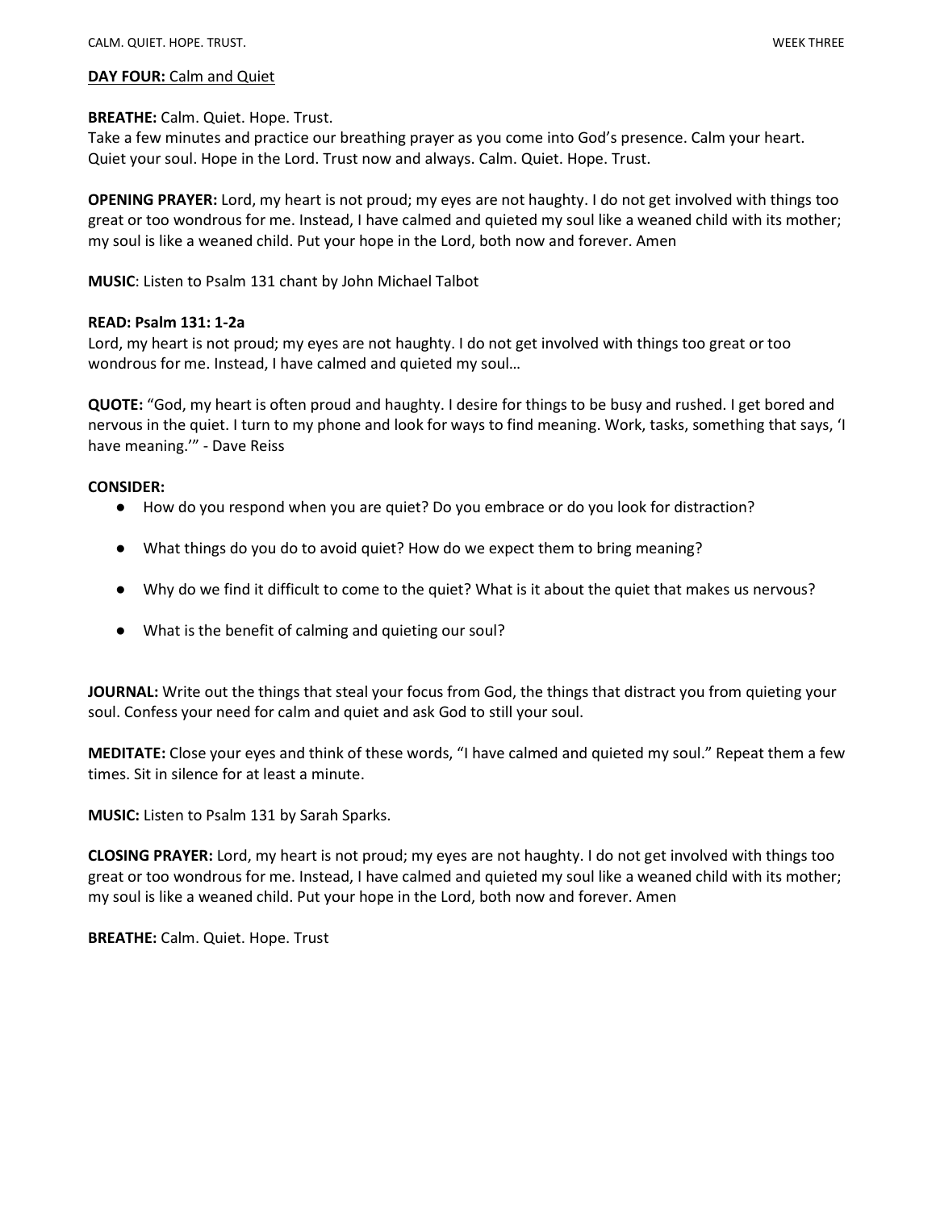**DAY FOUR:** Calm and Quiet

**BREATHE:** Calm. Quiet. Hope. Trust.
Take a few minutes and practice our breathing prayer as you come into God's presence. Calm your heart. Quiet your soul. Hope in the Lord. Trust now and always. Calm. Quiet. Hope. Trust.

**OPENING PRAYER:** Lord, my heart is not proud; my eyes are not haughty. I do not get involved with things too great or too wondrous for me. Instead, I have calmed and quieted my soul like a weaned child with its mother; my soul is like a weaned child. Put your hope in the Lord, both now and forever. Amen

**MUSIC**: Listen to Psalm 131 chant by John Michael Talbot

**READ: Psalm 131: 1-2a**
Lord, my heart is not proud; my eyes are not haughty. I do not get involved with things too great or too wondrous for me. Instead, I have calmed and quieted my soul…

**QUOTE:** "God, my heart is often proud and haughty. I desire for things to be busy and rushed. I get bored and nervous in the quiet. I turn to my phone and look for ways to find meaning. Work, tasks, something that says, 'I have meaning.'" - Dave Reiss

**CONSIDER:**

- How do you respond when you are quiet? Do you embrace or do you look for distraction?
- What things do you do to avoid quiet? How do we expect them to bring meaning?
- Why do we find it difficult to come to the quiet? What is it about the quiet that makes us nervous?
- What is the benefit of calming and quieting our soul?

**JOURNAL:** Write out the things that steal your focus from God, the things that distract you from quieting your soul. Confess your need for calm and quiet and ask God to still your soul.

**MEDITATE:** Close your eyes and think of these words, "I have calmed and quieted my soul." Repeat them a few times. Sit in silence for at least a minute.

**MUSIC:** Listen to Psalm 131 by Sarah Sparks.

**CLOSING PRAYER:** Lord, my heart is not proud; my eyes are not haughty. I do not get involved with things too great or too wondrous for me. Instead, I have calmed and quieted my soul like a weaned child with its mother; my soul is like a weaned child. Put your hope in the Lord, both now and forever. Amen

**BREATHE:** Calm. Quiet. Hope. Trust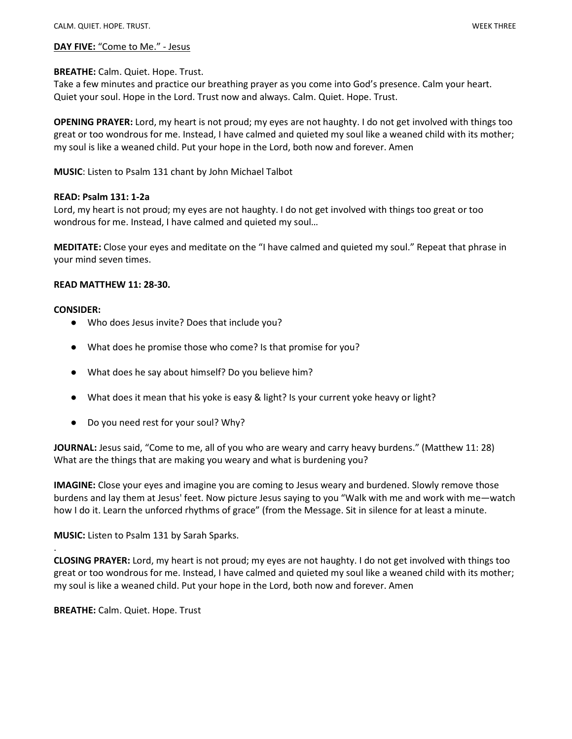**DAY FIVE:** "Come to Me." - Jesus

**BREATHE:** Calm. Quiet. Hope. Trust.
Take a few minutes and practice our breathing prayer as you come into God's presence. Calm your heart. Quiet your soul. Hope in the Lord. Trust now and always. Calm. Quiet. Hope. Trust.

**OPENING PRAYER:** Lord, my heart is not proud; my eyes are not haughty. I do not get involved with things too great or too wondrous for me. Instead, I have calmed and quieted my soul like a weaned child with its mother; my soul is like a weaned child. Put your hope in the Lord, both now and forever. Amen

**MUSIC**: Listen to Psalm 131 chant by John Michael Talbot

**READ: Psalm 131: 1-2a**
Lord, my heart is not proud; my eyes are not haughty. I do not get involved with things too great or too wondrous for me. Instead, I have calmed and quieted my soul…

**MEDITATE:** Close your eyes and meditate on the "I have calmed and quieted my soul." Repeat that phrase in your mind seven times.

**READ MATTHEW 11: 28-30.**

**CONSIDER:**

- Who does Jesus invite? Does that include you?
- What does he promise those who come? Is that promise for you?
- What does he say about himself? Do you believe him?
- What does it mean that his yoke is easy & light? Is your current yoke heavy or light?
- Do you need rest for your soul? Why?

**JOURNAL:** Jesus said, "Come to me, all of you who are weary and carry heavy burdens." (Matthew 11: 28) What are the things that are making you weary and what is burdening you?

**IMAGINE:** Close your eyes and imagine you are coming to Jesus weary and burdened. Slowly remove those burdens and lay them at Jesus' feet. Now picture Jesus saying to you "Walk with me and work with me—watch how I do it. Learn the unforced rhythms of grace" (from the Message. Sit in silence for at least a minute.

**MUSIC:** Listen to Psalm 131 by Sarah Sparks.

.
**CLOSING PRAYER:** Lord, my heart is not proud; my eyes are not haughty. I do not get involved with things too great or too wondrous for me. Instead, I have calmed and quieted my soul like a weaned child with its mother; my soul is like a weaned child. Put your hope in the Lord, both now and forever. Amen

**BREATHE:** Calm. Quiet. Hope. Trust